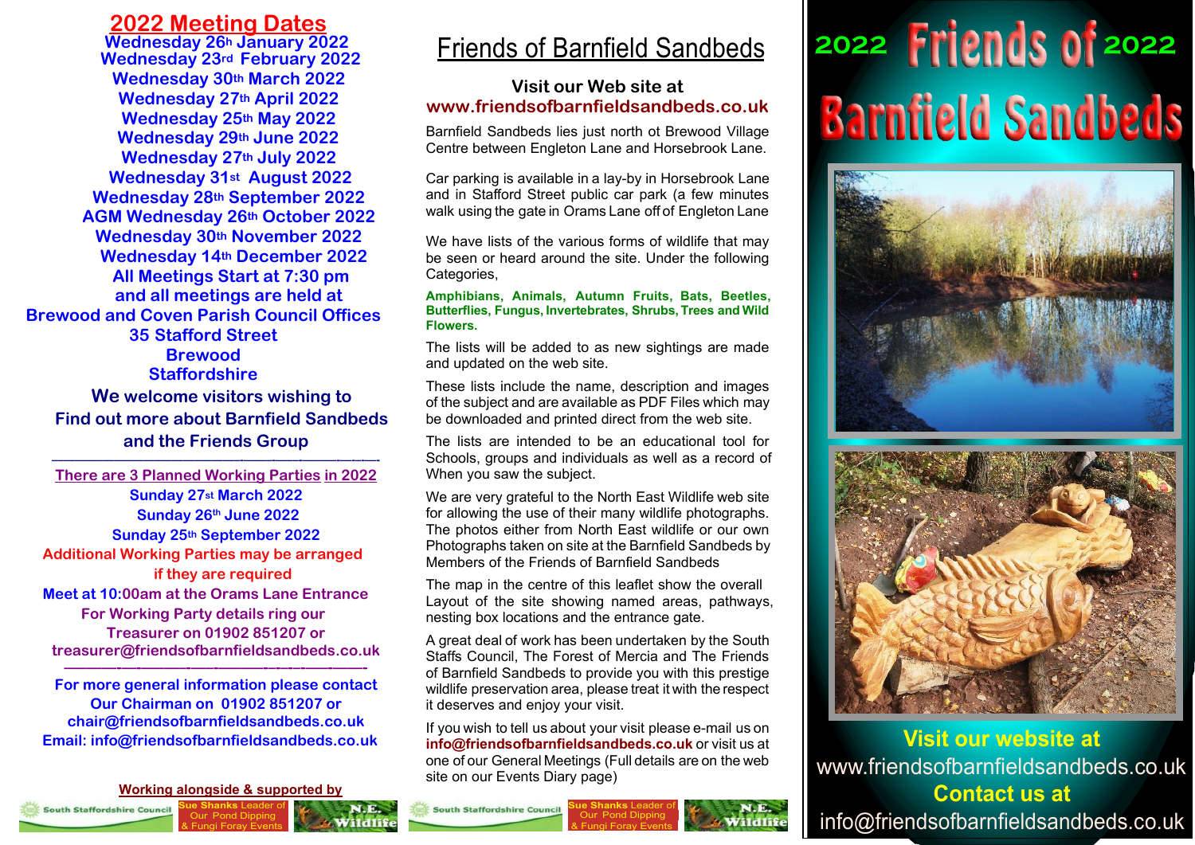# 2022 Meeting Dates

Wednesday 26th January 2022
Wednesday 23rd February 2022
Wednesday 30th March 2022
Wednesday 27th April 2022
Wednesday 25th May 2022
Wednesday 29th June 2022
Wednesday 27th July 2022
Wednesday 31st August 2022
Wednesday 28th September 2022
AGM Wednesday 26th October 2022
Wednesday 30th November 2022
Wednesday 14th December 2022

**All Meetings Start at 7:30 pm and all meetings are held at Brewood and Coven Parish Council Offices 35 Stafford Street Brewood Staffordshire**

**We welcome visitors wishing to Find out more about Barnfield Sandbeds and the Friends Group**

---

**There are 3 Planned Working Parties in 2022**

Sunday 27st March 2022
Sunday 26th June 2022
Sunday 25th September 2022

**Additional Working Parties may be arranged if they are required**

**Meet at 10:00am at the Orams Lane Entrance**

**For Working Party details ring our Treasurer on 01902 851207 or treasurer@friendsofbarnfieldsandbeds.co.uk**

---

**For more general information please contact Our Chairman on 01902 851207 or chair@friendsofbarnfieldsandbeds.co.uk**

**Email: info@friendsofbarnfieldsandbeds.co.uk**

**Working alongside & supported by**

South Staffordshire Council | Sue Shanks Leader of Our Pond Dipping & Fungi Foray Events | N.E. Wildlife

# Friends of Barnfield Sandbeds

**Visit our Web site at www.friendsofbarnfieldsandbeds.co.uk**

Barnfield Sandbeds lies just north ot Brewood Village Centre between Engleton Lane and Horsebrook Lane.

Car parking is available in a lay-by in Horsebrook Lane and in Stafford Street public car park (a few minutes walk using the gate in Orams Lane off of Engleton Lane

We have lists of the various forms of wildlife that may be seen or heard around the site. Under the following Categories,

**Amphibians, Animals, Autumn Fruits, Bats, Beetles, Butterflies, Fungus, Invertebrates, Shrubs, Trees and Wild Flowers.**

The lists will be added to as new sightings are made and updated on the web site.

These lists include the name, description and images of the subject and are available as PDF Files which may be downloaded and printed direct from the web site.

The lists are intended to be an educational tool for Schools, groups and individuals as well as a record of When you saw the subject.

We are very grateful to the North East Wildlife web site for allowing the use of their many wildlife photographs. The photos either from North East wildlife or our own Photographs taken on site at the Barnfield Sandbeds by Members of the Friends of Barnfield Sandbeds

The map in the centre of this leaflet show the overall Layout of the site showing named areas, pathways, nesting box locations and the entrance gate.

A great deal of work has been undertaken by the South Staffs Council, The Forest of Mercia and The Friends of Barnfield Sandbeds to provide you with this prestige wildlife preservation area, please treat it with the respect it deserves and enjoy your visit.

If you wish to tell us about your visit please e-mail us on **info@friendsofbarnfieldsandbeds.co.uk** or visit us at one of our General Meetings (Full details are on the web site on our Events Diary page)

South Staffordshire Council | Sue Shanks Leader of Our Pond Dipping & Fungi Foray Events | N.E. Wildlife

# 2022 Friends of Barnfield Sandbeds 2022

**Visit our website at**
www.friendsofbarnfieldsandbeds.co.uk

**Contact us at**
info@friendsofbarnfieldsandbeds.co.uk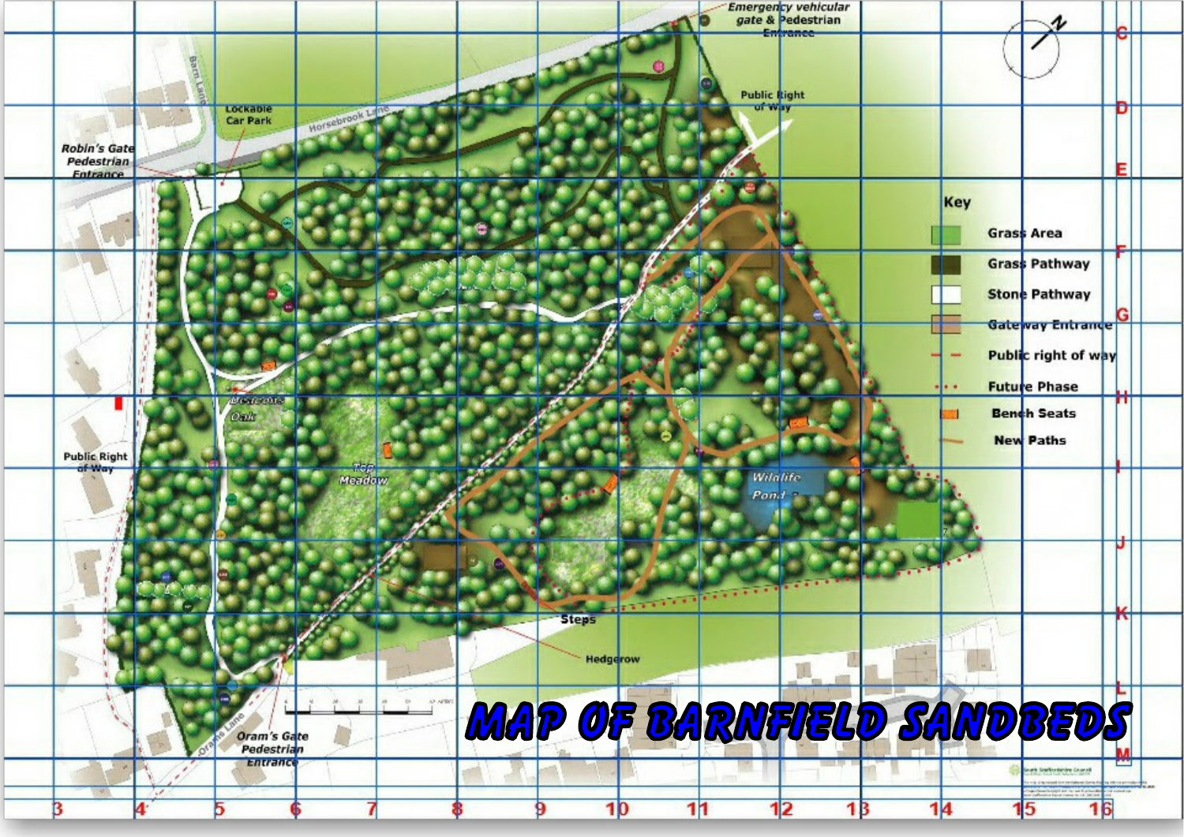# MAP OF BARNFIELD SANDBEDS

Emergency vehicular gate & Pedestrian Entrance

Public Right of Way

Lockable Car Park

Horsebrook Lane

Barn Lane

Robin's Gate Pedestrian Entrance

Beacons Oak

Top Meadow

Wildlife Pond

Public Right of Way

Steps

Hedgerow

Oram's Gate Pedestrian Entrance

Orams Lane

**Key**

- Grass Area
- Grass Pathway
- Stone Pathway
- Gateway Entrance
- Public right of way
- Future Phase
- Bench Seats
- New Paths

C
D
E
F
G
H
I
J
K
L
M

3 4 5 6 7 8 9 10 11 12 13 14 15 16